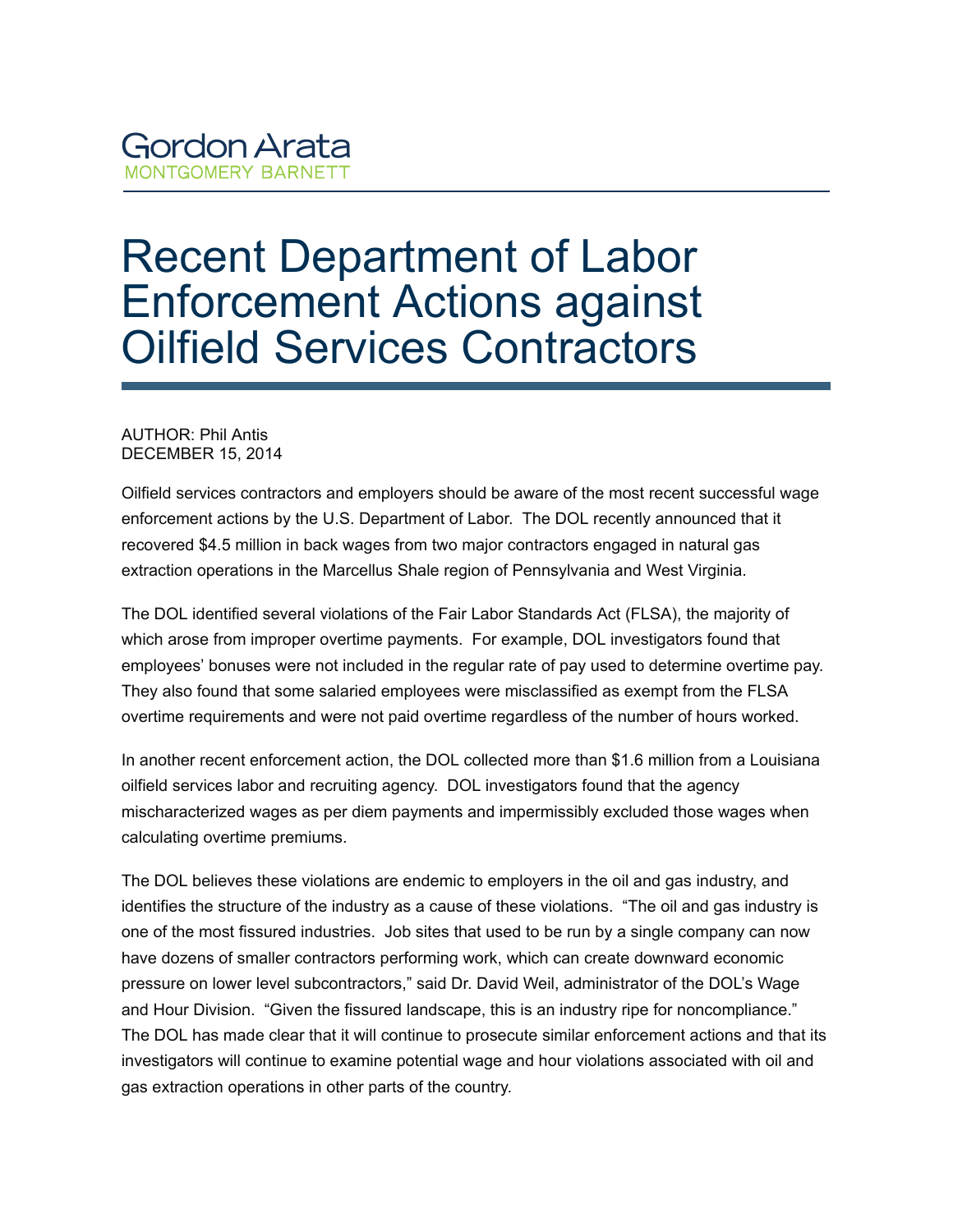Gordon Arata
MONTGOMERY BARNETT

# Recent Department of Labor Enforcement Actions against Oilfield Services Contractors

AUTHOR: Phil Antis
DECEMBER 15, 2014

Oilfield services contractors and employers should be aware of the most recent successful wage enforcement actions by the U.S. Department of Labor. The DOL recently announced that it recovered $4.5 million in back wages from two major contractors engaged in natural gas extraction operations in the Marcellus Shale region of Pennsylvania and West Virginia.

The DOL identified several violations of the Fair Labor Standards Act (FLSA), the majority of which arose from improper overtime payments. For example, DOL investigators found that employees' bonuses were not included in the regular rate of pay used to determine overtime pay. They also found that some salaried employees were misclassified as exempt from the FLSA overtime requirements and were not paid overtime regardless of the number of hours worked.

In another recent enforcement action, the DOL collected more than $1.6 million from a Louisiana oilfield services labor and recruiting agency. DOL investigators found that the agency mischaracterized wages as per diem payments and impermissibly excluded those wages when calculating overtime premiums.

The DOL believes these violations are endemic to employers in the oil and gas industry, and identifies the structure of the industry as a cause of these violations. "The oil and gas industry is one of the most fissured industries. Job sites that used to be run by a single company can now have dozens of smaller contractors performing work, which can create downward economic pressure on lower level subcontractors," said Dr. David Weil, administrator of the DOL's Wage and Hour Division. "Given the fissured landscape, this is an industry ripe for noncompliance." The DOL has made clear that it will continue to prosecute similar enforcement actions and that its investigators will continue to examine potential wage and hour violations associated with oil and gas extraction operations in other parts of the country.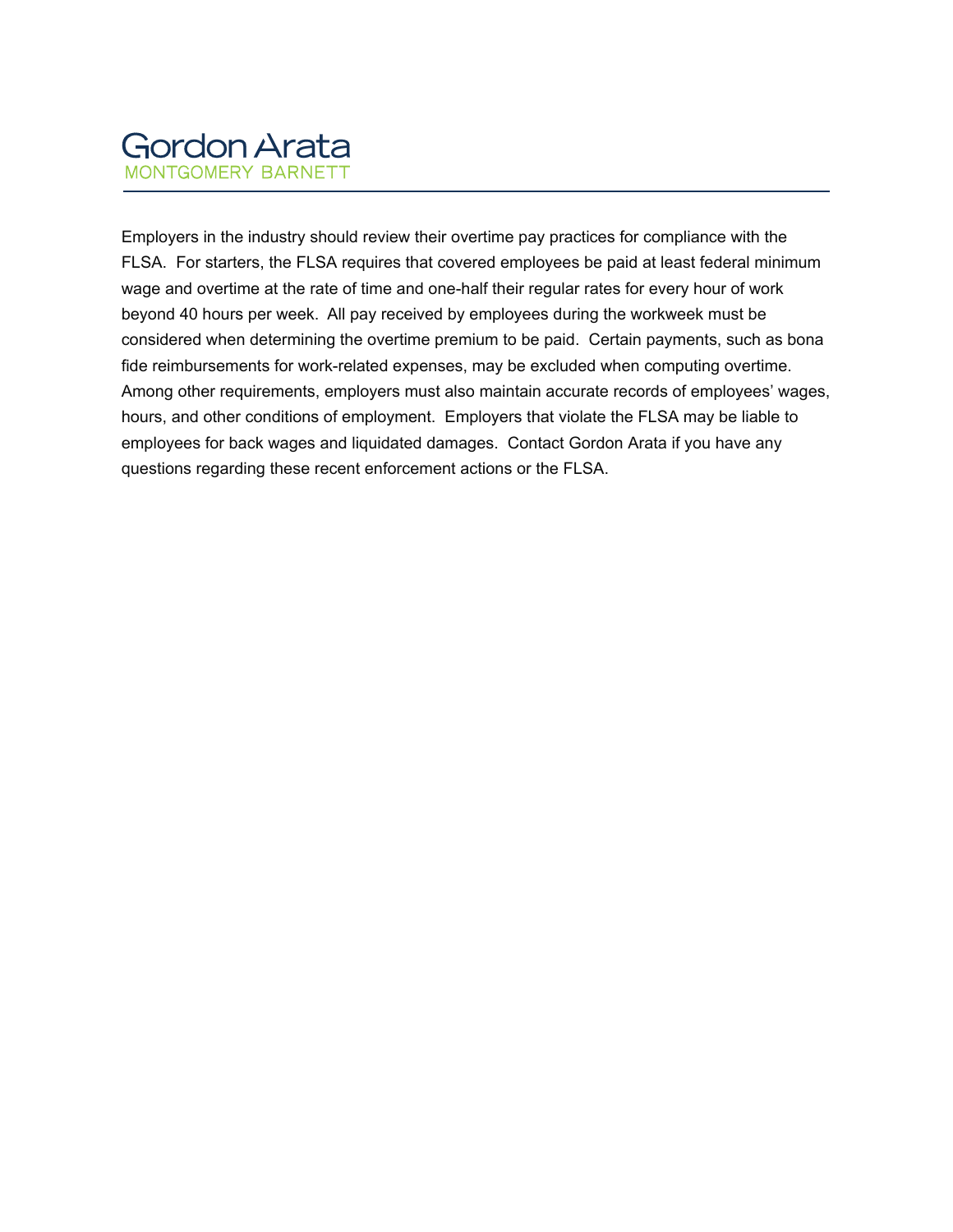Employers in the industry should review their overtime pay practices for compliance with the FLSA. For starters, the FLSA requires that covered employees be paid at least federal minimum wage and overtime at the rate of time and one-half their regular rates for every hour of work beyond 40 hours per week. All pay received by employees during the workweek must be considered when determining the overtime premium to be paid. Certain payments, such as bona fide reimbursements for work-related expenses, may be excluded when computing overtime. Among other requirements, employers must also maintain accurate records of employees' wages, hours, and other conditions of employment. Employers that violate the FLSA may be liable to employees for back wages and liquidated damages. Contact Gordon Arata if you have any questions regarding these recent enforcement actions or the FLSA.